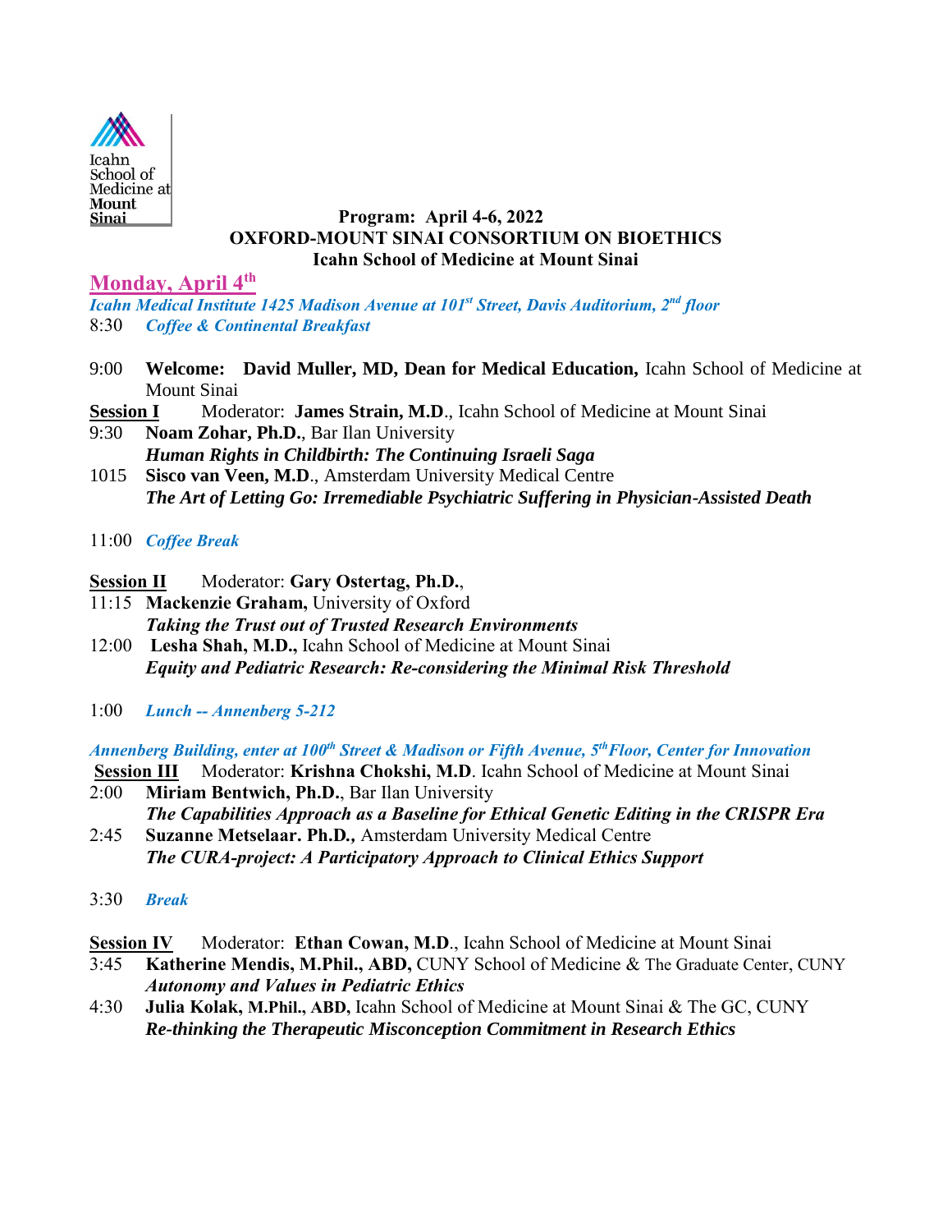Icahn School of Medicine at Mount Sinai

**Program: April 4-6, 2022**
**OXFORD-MOUNT SINAI CONSORTIUM ON BIOETHICS**
**Icahn School of Medicine at Mount Sinai**

## Monday, April 4th

***Icahn Medical Institute 1425 Madison Avenue at 101st Street, Davis Auditorium, 2nd floor***

8:30 ***Coffee & Continental Breakfast***

9:00 **Welcome: David Muller, MD, Dean for Medical Education,** Icahn School of Medicine at Mount Sinai

**Session I** Moderator: **James Strain, M.D**., Icahn School of Medicine at Mount Sinai

9:30 **Noam Zohar, Ph.D.**, Bar Ilan University
***Human Rights in Childbirth: The Continuing Israeli Saga***

1015 **Sisco van Veen, M.D**., Amsterdam University Medical Centre
***The Art of Letting Go: Irremediable Psychiatric Suffering in Physician-Assisted Death***

11:00 ***Coffee Break***

**Session II** Moderator: **Gary Ostertag, Ph.D.**,

11:15 **Mackenzie Graham,** University of Oxford
***Taking the Trust out of Trusted Research Environments***

12:00 **Lesha Shah, M.D.,** Icahn School of Medicine at Mount Sinai
***Equity and Pediatric Research: Re-considering the Minimal Risk Threshold***

1:00 ***Lunch -- Annenberg 5-212***

***Annenberg Building, enter at 100th Street & Madison or Fifth Avenue, 5th Floor, Center for Innovation***

**Session III** Moderator: **Krishna Chokshi, M.D**. Icahn School of Medicine at Mount Sinai

2:00 **Miriam Bentwich, Ph.D.**, Bar Ilan University
***The Capabilities Approach as a Baseline for Ethical Genetic Editing in the CRISPR Era***

2:45 **Suzanne Metselaar. Ph.D.,** Amsterdam University Medical Centre
***The CURA-project: A Participatory Approach to Clinical Ethics Support***

3:30 ***Break***

**Session IV** Moderator: **Ethan Cowan, M.D**., Icahn School of Medicine at Mount Sinai

3:45 **Katherine Mendis, M.Phil., ABD,** CUNY School of Medicine & The Graduate Center, CUNY
***Autonomy and Values in Pediatric Ethics***

4:30 **Julia Kolak, M.Phil., ABD,** Icahn School of Medicine at Mount Sinai & The GC, CUNY
***Re-thinking the Therapeutic Misconception Commitment in Research Ethics***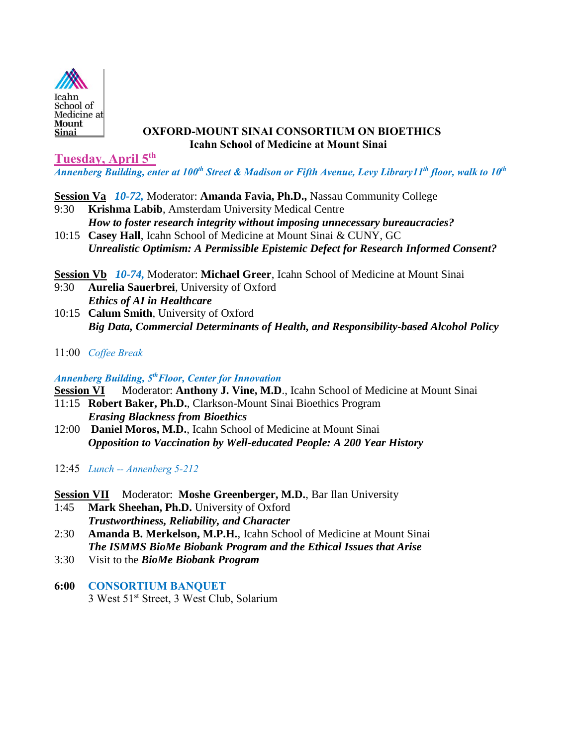**OXFORD-MOUNT SINAI CONSORTIUM ON BIOETHICS**
**Icahn School of Medicine at Mount Sinai**

## Tuesday, April 5th

*Annenberg Building, enter at 100th Street & Madison or Fifth Avenue, Levy Library 11th floor, walk to 10th*

**Session Va** *10-72,* Moderator: **Amanda Favia, Ph.D.,** Nassau Community College

9:30 **Krishma Labib**, Amsterdam University Medical Centre
***How to foster research integrity without imposing unnecessary bureaucracies?***

10:15 **Casey Hall**, Icahn School of Medicine at Mount Sinai & CUNY, GC
***Unrealistic Optimism: A Permissible Epistemic Defect for Research Informed Consent?***

**Session Vb** *10-74,* Moderator: **Michael Greer**, Icahn School of Medicine at Mount Sinai

9:30 **Aurelia Sauerbrei**, University of Oxford
***Ethics of AI in Healthcare***

10:15 **Calum Smith**, University of Oxford
***Big Data, Commercial Determinants of Health, and Responsibility-based Alcohol Policy***

11:00 *Coffee Break*

*Annenberg Building, 5th Floor, Center for Innovation*

**Session VI** Moderator: **Anthony J. Vine, M.D**., Icahn School of Medicine at Mount Sinai

11:15 **Robert Baker, Ph.D.**, Clarkson-Mount Sinai Bioethics Program
***Erasing Blackness from Bioethics***

12:00 **Daniel Moros, M.D.**, Icahn School of Medicine at Mount Sinai
***Opposition to Vaccination by Well-educated People: A 200 Year History***

12:45 *Lunch -- Annenberg 5-212*

**Session VII** Moderator: **Moshe Greenberger, M.D.**, Bar Ilan University

1:45 **Mark Sheehan, Ph.D.** University of Oxford
***Trustworthiness, Reliability, and Character***

2:30 **Amanda B. Merkelson, M.P.H.**, Icahn School of Medicine at Mount Sinai
***The ISMMS BioMe Biobank Program and the Ethical Issues that Arise***

3:30 Visit to the ***BioMe Biobank Program***

**6:00 CONSORTIUM BANQUET**
3 West 51st Street, 3 West Club, Solarium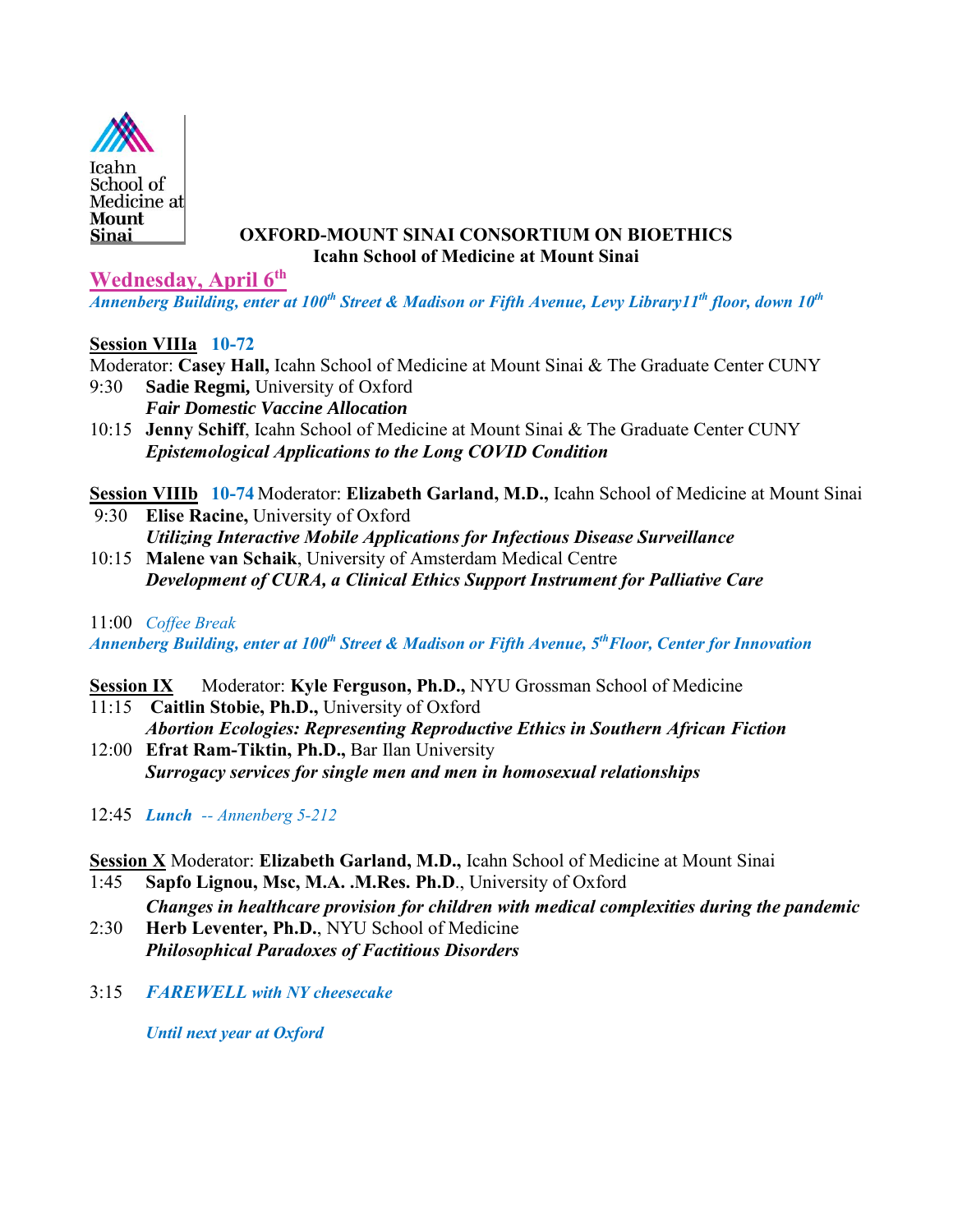Icahn School of Medicine at Mount Sinai

**OXFORD-MOUNT SINAI CONSORTIUM ON BIOETHICS**
**Icahn School of Medicine at Mount Sinai**

## Wednesday, April 6th

***Annenberg Building, enter at 100th Street & Madison or Fifth Avenue, Levy Library11th floor, down 10th***

**Session VIIIa** **10-72**

Moderator: **Casey Hall,** Icahn School of Medicine at Mount Sinai & The Graduate Center CUNY

9:30 **Sadie Regmi,** University of Oxford
***Fair Domestic Vaccine Allocation***

10:15 **Jenny Schiff**, Icahn School of Medicine at Mount Sinai & The Graduate Center CUNY
***Epistemological Applications to the Long COVID Condition***

**Session VIIIb** **10-74** Moderator: **Elizabeth Garland, M.D.,** Icahn School of Medicine at Mount Sinai

9:30 **Elise Racine,** University of Oxford
***Utilizing Interactive Mobile Applications for Infectious Disease Surveillance***

10:15 **Malene van Schaik**, University of Amsterdam Medical Centre
***Development of CURA, a Clinical Ethics Support Instrument for Palliative Care***

11:00 *Coffee Break*

***Annenberg Building, enter at 100th Street & Madison or Fifth Avenue, 5th Floor, Center for Innovation***

**Session IX** Moderator: **Kyle Ferguson, Ph.D.,** NYU Grossman School of Medicine

11:15 **Caitlin Stobie, Ph.D.,** University of Oxford
***Abortion Ecologies: Representing Reproductive Ethics in Southern African Fiction***

12:00 **Efrat Ram-Tiktin, Ph.D.,** Bar Ilan University
***Surrogacy services for single men and men in homosexual relationships***

12:45 ***Lunch*** *-- Annenberg 5-212*

**Session X** Moderator: **Elizabeth Garland, M.D.,** Icahn School of Medicine at Mount Sinai

1:45 **Sapfo Lignou, Msc, M.A. .M.Res. Ph.D**., University of Oxford
***Changes in healthcare provision for children with medical complexities during the pandemic***

2:30 **Herb Leventer, Ph.D.**, NYU School of Medicine
***Philosophical Paradoxes of Factitious Disorders***

3:15 ***FAREWELL with NY cheesecake***

***Until next year at Oxford***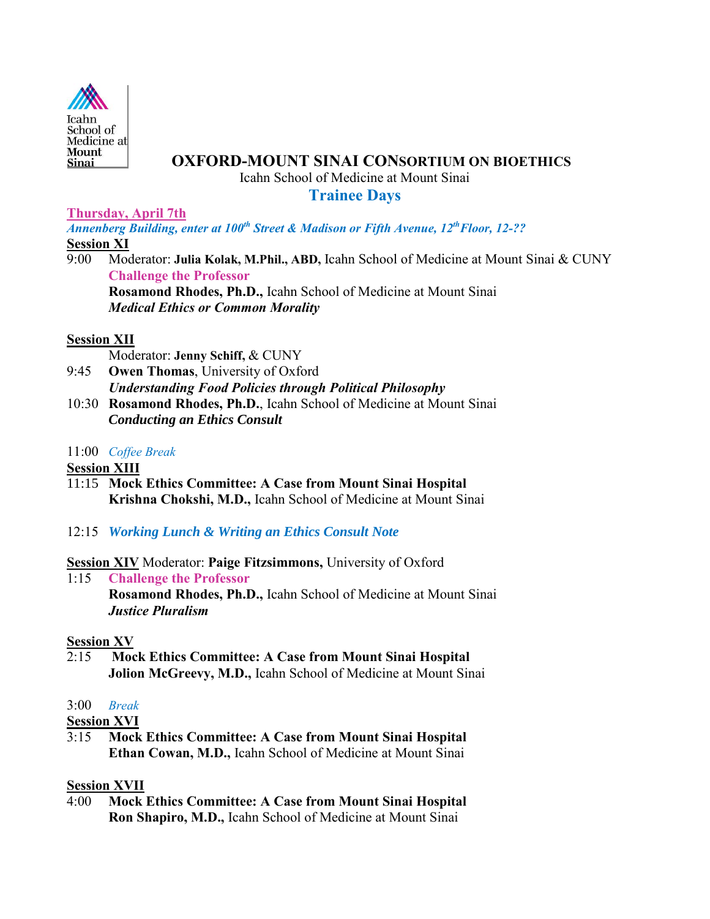Icahn School of Medicine at Mount Sinai

# OXFORD-MOUNT SINAI CONSORTIUM ON BIOETHICS

Icahn School of Medicine at Mount Sinai

## Trainee Days

**Thursday, April 7th**

***Annenberg Building, enter at 100th Street & Madison or Fifth Avenue, 12th Floor, 12-??***

**Session XI**

9:00 Moderator: **Julia Kolak, M.Phil., ABD,** Icahn School of Medicine at Mount Sinai & CUNY
**Challenge the Professor**
**Rosamond Rhodes, Ph.D.,** Icahn School of Medicine at Mount Sinai
***Medical Ethics or Common Morality***

**Session XII**

Moderator: **Jenny Schiff,** & CUNY

9:45 **Owen Thomas**, University of Oxford
***Understanding Food Policies through Political Philosophy***

10:30 **Rosamond Rhodes, Ph.D.**, Icahn School of Medicine at Mount Sinai
***Conducting an Ethics Consult***

11:00 *Coffee Break*

**Session XIII**

11:15 **Mock Ethics Committee: A Case from Mount Sinai Hospital**
**Krishna Chokshi, M.D.,** Icahn School of Medicine at Mount Sinai

12:15 ***Working Lunch & Writing an Ethics Consult Note***

**Session XIV** Moderator: **Paige Fitzsimmons,** University of Oxford

1:15 **Challenge the Professor**
**Rosamond Rhodes, Ph.D.,** Icahn School of Medicine at Mount Sinai
***Justice Pluralism***

**Session XV**

2:15 **Mock Ethics Committee: A Case from Mount Sinai Hospital**
**Jolion McGreevy, M.D.,** Icahn School of Medicine at Mount Sinai

3:00 *Break*

**Session XVI**

3:15 **Mock Ethics Committee: A Case from Mount Sinai Hospital**
**Ethan Cowan, M.D.,** Icahn School of Medicine at Mount Sinai

**Session XVII**

4:00 **Mock Ethics Committee: A Case from Mount Sinai Hospital**
**Ron Shapiro, M.D.,** Icahn School of Medicine at Mount Sinai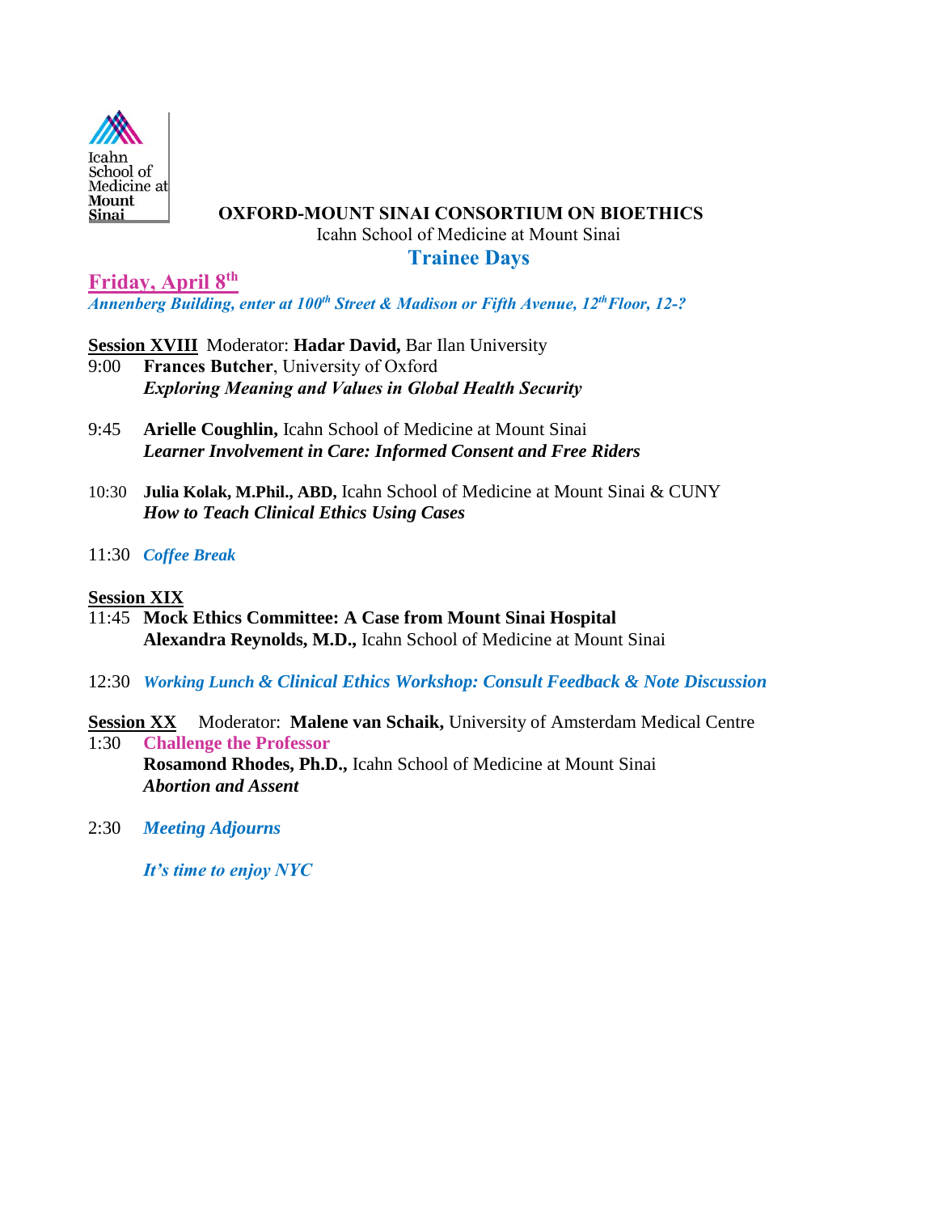Icahn School of Medicine at Mount Sinai

**OXFORD-MOUNT SINAI CONSORTIUM ON BIOETHICS**

Icahn School of Medicine at Mount Sinai

## Trainee Days

## Friday, April 8th

***Annenberg Building, enter at 100th Street & Madison or Fifth Avenue, 12th Floor, 12-?***

**Session XVIII** Moderator: **Hadar David,** Bar Ilan University

9:00 **Frances Butcher**, University of Oxford
***Exploring Meaning and Values in Global Health Security***

9:45 **Arielle Coughlin,** Icahn School of Medicine at Mount Sinai
***Learner Involvement in Care: Informed Consent and Free Riders***

10:30 **Julia Kolak, M.Phil., ABD,** Icahn School of Medicine at Mount Sinai & CUNY
***How to Teach Clinical Ethics Using Cases***

11:30 ***Coffee Break***

**Session XIX**

11:45 **Mock Ethics Committee: A Case from Mount Sinai Hospital**
**Alexandra Reynolds, M.D.,** Icahn School of Medicine at Mount Sinai

12:30 ***Working Lunch & Clinical Ethics Workshop: Consult Feedback & Note Discussion***

**Session XX** Moderator: **Malene van Schaik,** University of Amsterdam Medical Centre

1:30 **Challenge the Professor**
**Rosamond Rhodes, Ph.D.,** Icahn School of Medicine at Mount Sinai
***Abortion and Assent***

2:30 ***Meeting Adjourns***

***It's time to enjoy NYC***